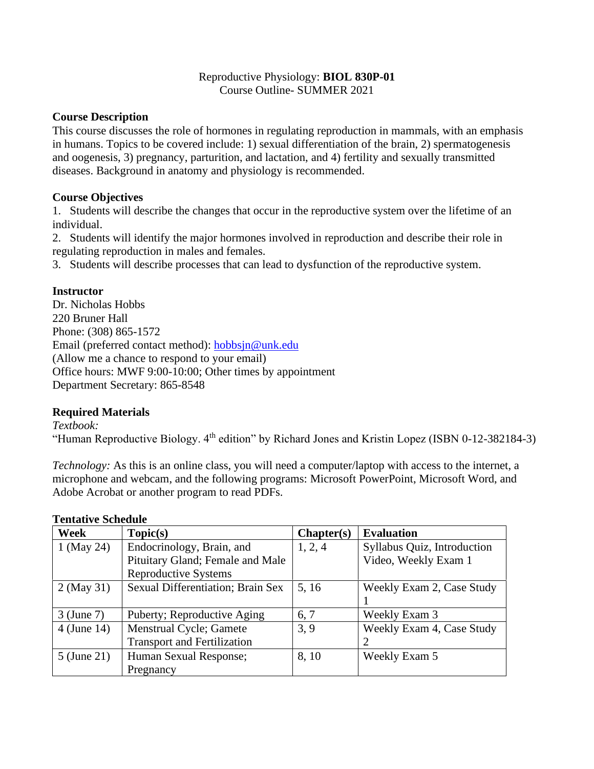Reproductive Physiology: **BIOL 830P-01**
Course Outline- SUMMER 2021

**Course Description**

This course discusses the role of hormones in regulating reproduction in mammals, with an emphasis in humans. Topics to be covered include: 1) sexual differentiation of the brain, 2) spermatogenesis and oogenesis, 3) pregnancy, parturition, and lactation, and 4) fertility and sexually transmitted diseases. Background in anatomy and physiology is recommended.

**Course Objectives**

1. Students will describe the changes that occur in the reproductive system over the lifetime of an individual.
2. Students will identify the major hormones involved in reproduction and describe their role in regulating reproduction in males and females.
3. Students will describe processes that can lead to dysfunction of the reproductive system.

**Instructor**

Dr. Nicholas Hobbs
220 Bruner Hall
Phone: (308) 865-1572
Email (preferred contact method): hobbsjn@unk.edu
(Allow me a chance to respond to your email)
Office hours: MWF 9:00-10:00; Other times by appointment
Department Secretary: 865-8548

**Required Materials**

*Textbook:*
"Human Reproductive Biology. 4th edition" by Richard Jones and Kristin Lopez (ISBN 0-12-382184-3)

*Technology:* As this is an online class, you will need a computer/laptop with access to the internet, a microphone and webcam, and the following programs: Microsoft PowerPoint, Microsoft Word, and Adobe Acrobat or another program to read PDFs.

**Tentative Schedule**

| Week | Topic(s) | Chapter(s) | Evaluation |
|---|---|---|---|
| 1 (May 24) | Endocrinology, Brain, and Pituitary Gland; Female and Male Reproductive Systems | 1, 2, 4 | Syllabus Quiz, Introduction Video, Weekly Exam 1 |
| 2 (May 31) | Sexual Differentiation; Brain Sex | 5, 16 | Weekly Exam 2, Case Study 1 |
| 3 (June 7) | Puberty; Reproductive Aging | 6, 7 | Weekly Exam 3 |
| 4 (June 14) | Menstrual Cycle; Gamete Transport and Fertilization | 3, 9 | Weekly Exam 4, Case Study 2 |
| 5 (June 21) | Human Sexual Response; Pregnancy | 8, 10 | Weekly Exam 5 |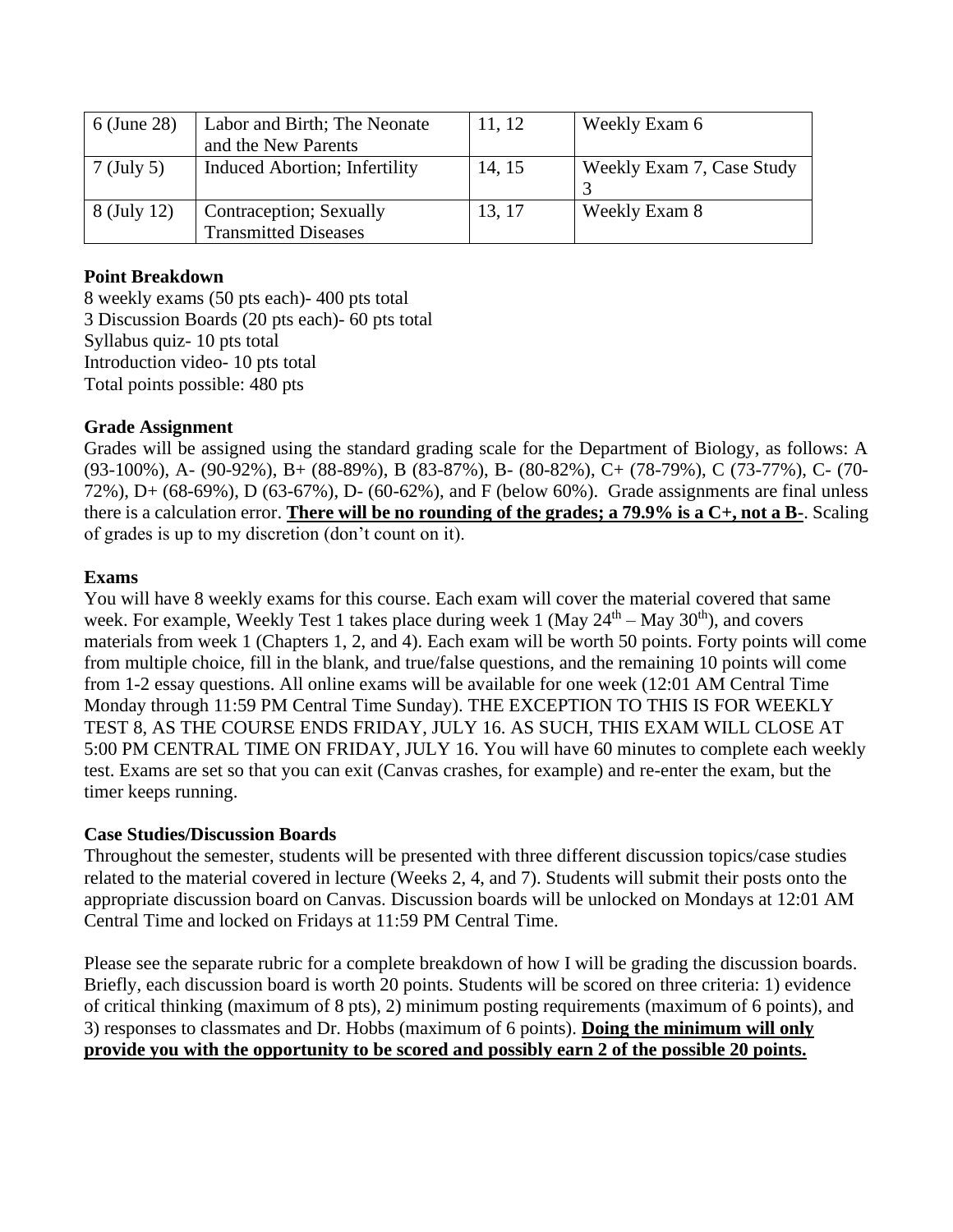| 6 (June 28) | Labor and Birth; The Neonate and the New Parents | 11, 12 | Weekly Exam 6 |
|---|---|---|---|
| 7 (July 5) | Induced Abortion; Infertility | 14, 15 | Weekly Exam 7, Case Study 3 |
| 8 (July 12) | Contraception; Sexually Transmitted Diseases | 13, 17 | Weekly Exam 8 |

**Point Breakdown**

8 weekly exams (50 pts each)- 400 pts total
3 Discussion Boards (20 pts each)- 60 pts total
Syllabus quiz- 10 pts total
Introduction video- 10 pts total
Total points possible: 480 pts

**Grade Assignment**

Grades will be assigned using the standard grading scale for the Department of Biology, as follows: A (93-100%), A- (90-92%), B+ (88-89%), B (83-87%), B- (80-82%), C+ (78-79%), C (73-77%), C- (70-72%), D+ (68-69%), D (63-67%), D- (60-62%), and F (below 60%). Grade assignments are final unless there is a calculation error. **There will be no rounding of the grades; a 79.9% is a C+, not a B-**. Scaling of grades is up to my discretion (don't count on it).

**Exams**

You will have 8 weekly exams for this course. Each exam will cover the material covered that same week. For example, Weekly Test 1 takes place during week 1 (May 24th – May 30th), and covers materials from week 1 (Chapters 1, 2, and 4). Each exam will be worth 50 points. Forty points will come from multiple choice, fill in the blank, and true/false questions, and the remaining 10 points will come from 1-2 essay questions. All online exams will be available for one week (12:01 AM Central Time Monday through 11:59 PM Central Time Sunday). THE EXCEPTION TO THIS IS FOR WEEKLY TEST 8, AS THE COURSE ENDS FRIDAY, JULY 16. AS SUCH, THIS EXAM WILL CLOSE AT 5:00 PM CENTRAL TIME ON FRIDAY, JULY 16. You will have 60 minutes to complete each weekly test. Exams are set so that you can exit (Canvas crashes, for example) and re-enter the exam, but the timer keeps running.

**Case Studies/Discussion Boards**

Throughout the semester, students will be presented with three different discussion topics/case studies related to the material covered in lecture (Weeks 2, 4, and 7). Students will submit their posts onto the appropriate discussion board on Canvas. Discussion boards will be unlocked on Mondays at 12:01 AM Central Time and locked on Fridays at 11:59 PM Central Time.

Please see the separate rubric for a complete breakdown of how I will be grading the discussion boards. Briefly, each discussion board is worth 20 points. Students will be scored on three criteria: 1) evidence of critical thinking (maximum of 8 pts), 2) minimum posting requirements (maximum of 6 points), and 3) responses to classmates and Dr. Hobbs (maximum of 6 points). **Doing the minimum will only provide you with the opportunity to be scored and possibly earn 2 of the possible 20 points.**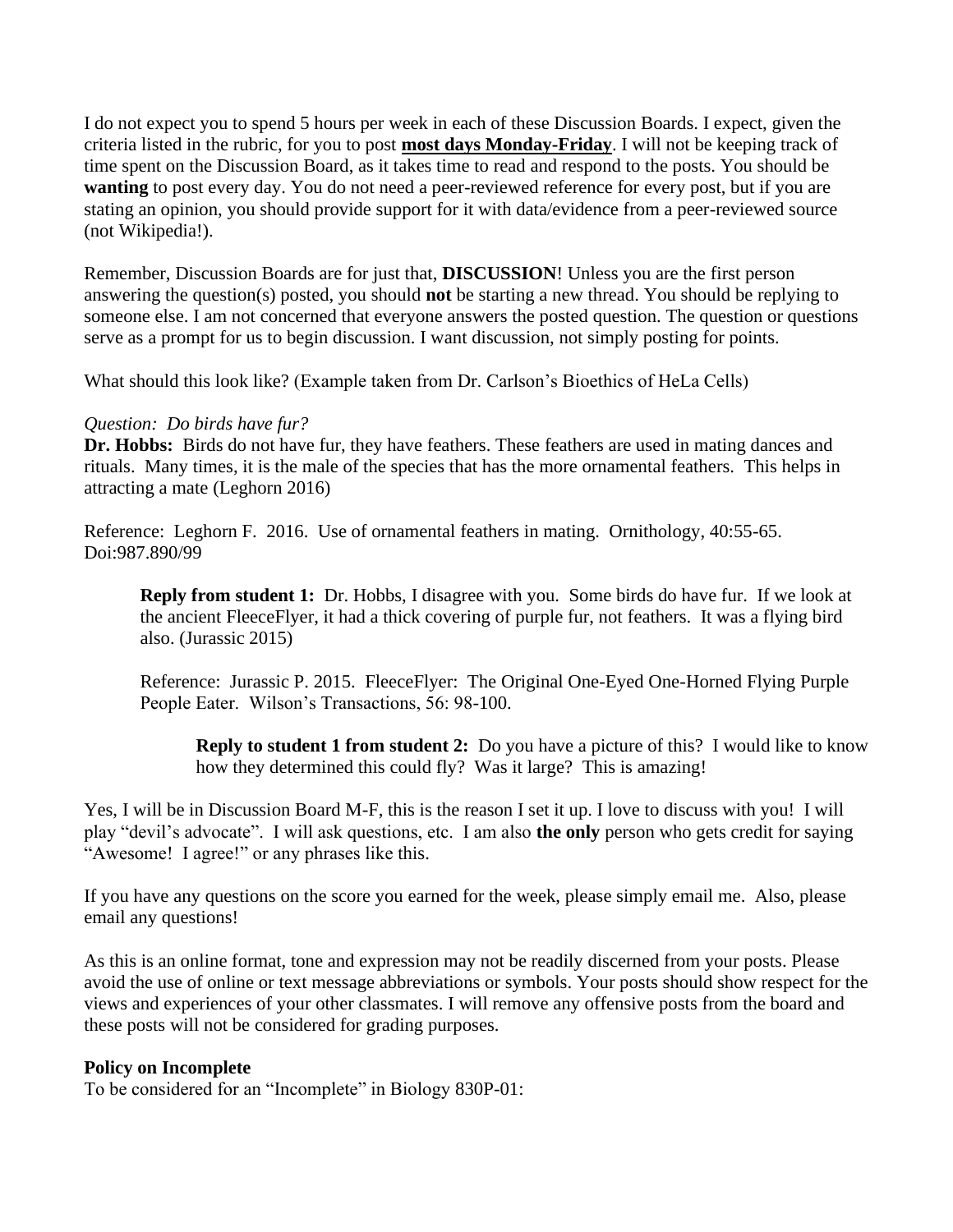I do not expect you to spend 5 hours per week in each of these Discussion Boards. I expect, given the criteria listed in the rubric, for you to post **most days Monday-Friday**. I will not be keeping track of time spent on the Discussion Board, as it takes time to read and respond to the posts. You should be **wanting** to post every day. You do not need a peer-reviewed reference for every post, but if you are stating an opinion, you should provide support for it with data/evidence from a peer-reviewed source (not Wikipedia!).

Remember, Discussion Boards are for just that, **DISCUSSION**! Unless you are the first person answering the question(s) posted, you should **not** be starting a new thread. You should be replying to someone else. I am not concerned that everyone answers the posted question. The question or questions serve as a prompt for us to begin discussion. I want discussion, not simply posting for points.

What should this look like? (Example taken from Dr. Carlson's Bioethics of HeLa Cells)

*Question: Do birds have fur?*

**Dr. Hobbs:** Birds do not have fur, they have feathers. These feathers are used in mating dances and rituals. Many times, it is the male of the species that has the more ornamental feathers. This helps in attracting a mate (Leghorn 2016)

Reference: Leghorn F. 2016. Use of ornamental feathers in mating. Ornithology, 40:55-65. Doi:987.890/99

> **Reply from student 1:** Dr. Hobbs, I disagree with you. Some birds do have fur. If we look at the ancient FleeceFlyer, it had a thick covering of purple fur, not feathers. It was a flying bird also. (Jurassic 2015)
>
> Reference: Jurassic P. 2015. FleeceFlyer: The Original One-Eyed One-Horned Flying Purple People Eater. Wilson's Transactions, 56: 98-100.
>
>> **Reply to student 1 from student 2:** Do you have a picture of this? I would like to know how they determined this could fly? Was it large? This is amazing!

Yes, I will be in Discussion Board M-F, this is the reason I set it up. I love to discuss with you! I will play "devil's advocate". I will ask questions, etc. I am also **the only** person who gets credit for saying "Awesome! I agree!" or any phrases like this.

If you have any questions on the score you earned for the week, please simply email me. Also, please email any questions!

As this is an online format, tone and expression may not be readily discerned from your posts. Please avoid the use of online or text message abbreviations or symbols. Your posts should show respect for the views and experiences of your other classmates. I will remove any offensive posts from the board and these posts will not be considered for grading purposes.

**Policy on Incomplete**

To be considered for an "Incomplete" in Biology 830P-01: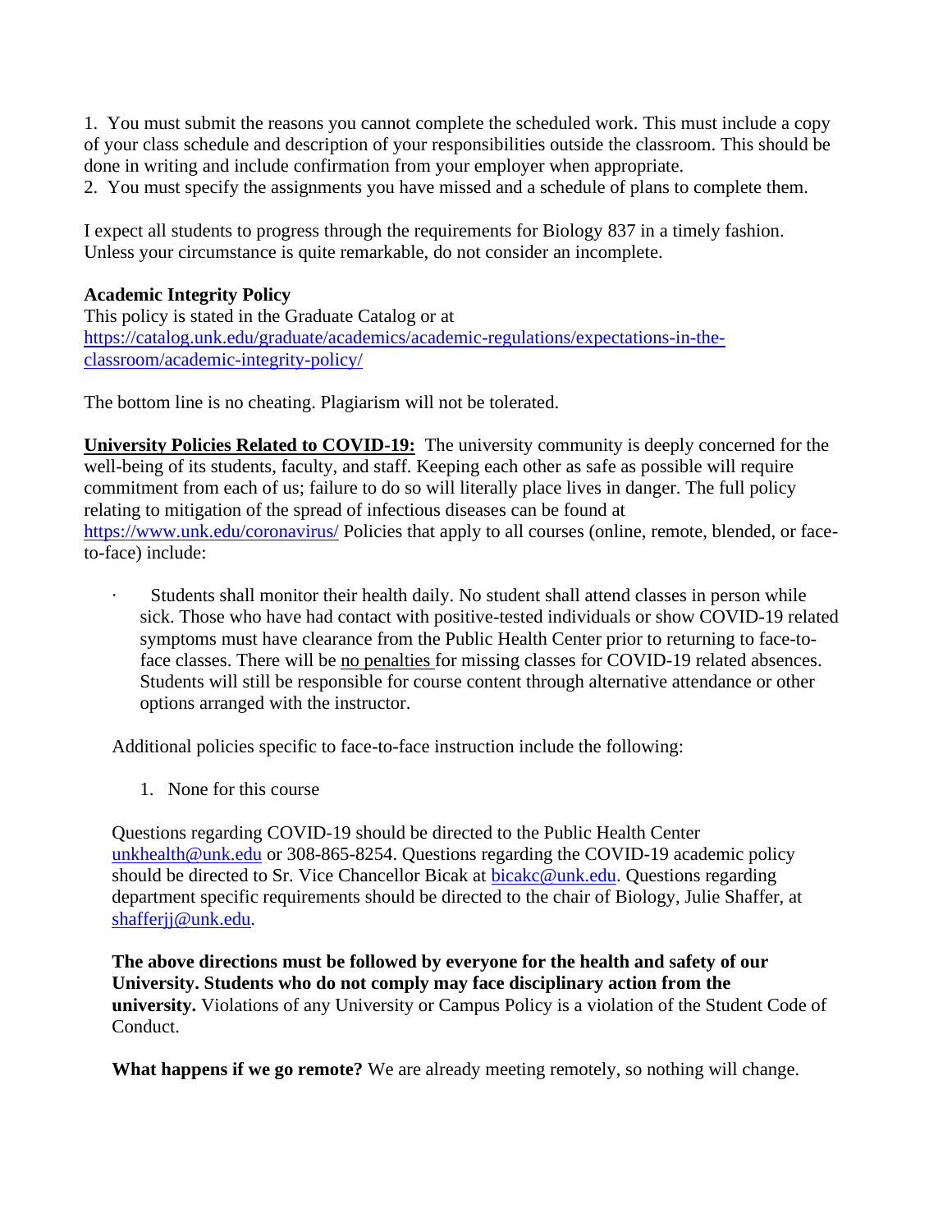1. You must submit the reasons you cannot complete the scheduled work. This must include a copy of your class schedule and description of your responsibilities outside the classroom. This should be done in writing and include confirmation from your employer when appropriate.
2. You must specify the assignments you have missed and a schedule of plans to complete them.

I expect all students to progress through the requirements for Biology 837 in a timely fashion. Unless your circumstance is quite remarkable, do not consider an incomplete.

**Academic Integrity Policy**
This policy is stated in the Graduate Catalog or at
[https://catalog.unk.edu/graduate/academics/academic-regulations/expectations-in-the-classroom/academic-integrity-policy/](https://catalog.unk.edu/graduate/academics/academic-regulations/expectations-in-the-classroom/academic-integrity-policy/)

The bottom line is no cheating. Plagiarism will not be tolerated.

**University Policies Related to COVID-19:** The university community is deeply concerned for the well-being of its students, faculty, and staff. Keeping each other as safe as possible will require commitment from each of us; failure to do so will literally place lives in danger. The full policy relating to mitigation of the spread of infectious diseases can be found at [https://www.unk.edu/coronavirus/](https://www.unk.edu/coronavirus/) Policies that apply to all courses (online, remote, blended, or face-to-face) include:

- Students shall monitor their health daily. No student shall attend classes in person while sick. Those who have had contact with positive-tested individuals or show COVID-19 related symptoms must have clearance from the Public Health Center prior to returning to face-to-face classes. There will be no penalties for missing classes for COVID-19 related absences. Students will still be responsible for course content through alternative attendance or other options arranged with the instructor.

Additional policies specific to face-to-face instruction include the following:

1. None for this course

Questions regarding COVID-19 should be directed to the Public Health Center [unkhealth@unk.edu](mailto:unkhealth@unk.edu) or 308-865-8254. Questions regarding the COVID-19 academic policy should be directed to Sr. Vice Chancellor Bicak at [bicakc@unk.edu](mailto:bicakc@unk.edu). Questions regarding department specific requirements should be directed to the chair of Biology, Julie Shaffer, at [shafferjj@unk.edu](mailto:shafferjj@unk.edu).

**The above directions must be followed by everyone for the health and safety of our University. Students who do not comply may face disciplinary action from the university.** Violations of any University or Campus Policy is a violation of the Student Code of Conduct.

**What happens if we go remote?** We are already meeting remotely, so nothing will change.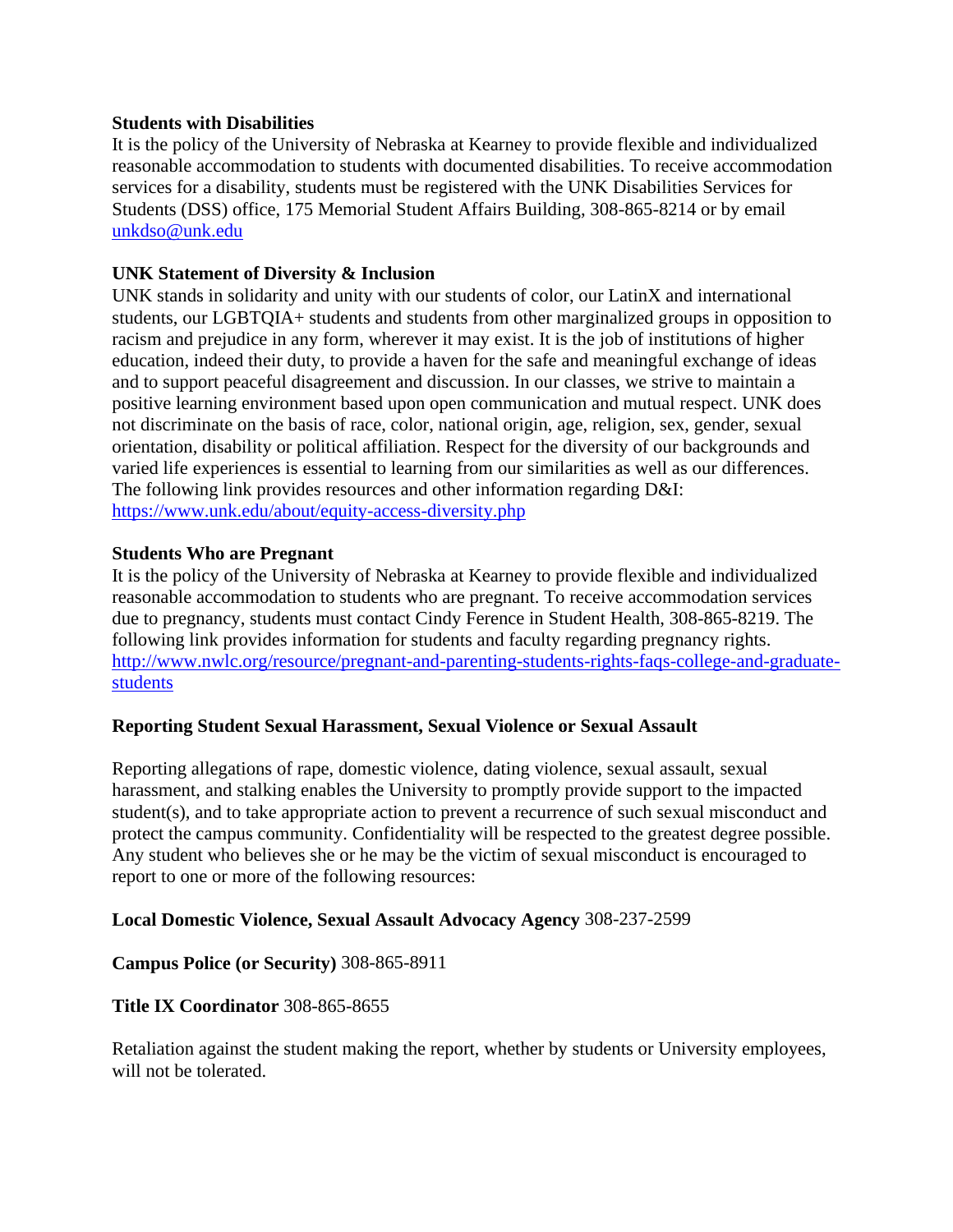**Students with Disabilities**
It is the policy of the University of Nebraska at Kearney to provide flexible and individualized reasonable accommodation to students with documented disabilities. To receive accommodation services for a disability, students must be registered with the UNK Disabilities Services for Students (DSS) office, 175 Memorial Student Affairs Building, 308-865-8214 or by email [unkdso@unk.edu](mailto:unkdso@unk.edu)

**UNK Statement of Diversity & Inclusion**
UNK stands in solidarity and unity with our students of color, our LatinX and international students, our LGBTQIA+ students and students from other marginalized groups in opposition to racism and prejudice in any form, wherever it may exist. It is the job of institutions of higher education, indeed their duty, to provide a haven for the safe and meaningful exchange of ideas and to support peaceful disagreement and discussion. In our classes, we strive to maintain a positive learning environment based upon open communication and mutual respect. UNK does not discriminate on the basis of race, color, national origin, age, religion, sex, gender, sexual orientation, disability or political affiliation. Respect for the diversity of our backgrounds and varied life experiences is essential to learning from our similarities as well as our differences. The following link provides resources and other information regarding D&I: [https://www.unk.edu/about/equity-access-diversity.php](https://www.unk.edu/about/equity-access-diversity.php)

**Students Who are Pregnant**
It is the policy of the University of Nebraska at Kearney to provide flexible and individualized reasonable accommodation to students who are pregnant. To receive accommodation services due to pregnancy, students must contact Cindy Ference in Student Health, 308-865-8219. The following link provides information for students and faculty regarding pregnancy rights. [http://www.nwlc.org/resource/pregnant-and-parenting-students-rights-faqs-college-and-graduate-students](http://www.nwlc.org/resource/pregnant-and-parenting-students-rights-faqs-college-and-graduate-students)

**Reporting Student Sexual Harassment, Sexual Violence or Sexual Assault**

Reporting allegations of rape, domestic violence, dating violence, sexual assault, sexual harassment, and stalking enables the University to promptly provide support to the impacted student(s), and to take appropriate action to prevent a recurrence of such sexual misconduct and protect the campus community. Confidentiality will be respected to the greatest degree possible. Any student who believes she or he may be the victim of sexual misconduct is encouraged to report to one or more of the following resources:

**Local Domestic Violence, Sexual Assault Advocacy Agency** 308-237-2599

**Campus Police (or Security)** 308-865-8911

**Title IX Coordinator** 308-865-8655

Retaliation against the student making the report, whether by students or University employees, will not be tolerated.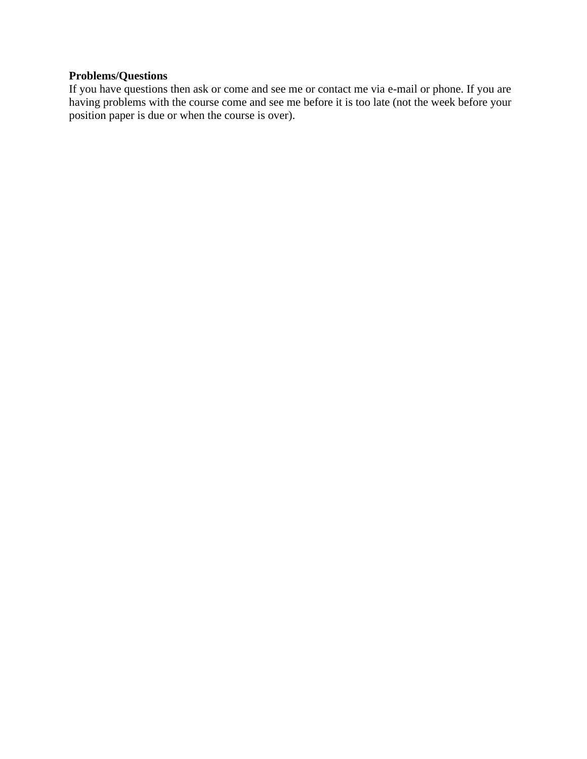**Problems/Questions**

If you have questions then ask or come and see me or contact me via e-mail or phone. If you are having problems with the course come and see me before it is too late (not the week before your position paper is due or when the course is over).